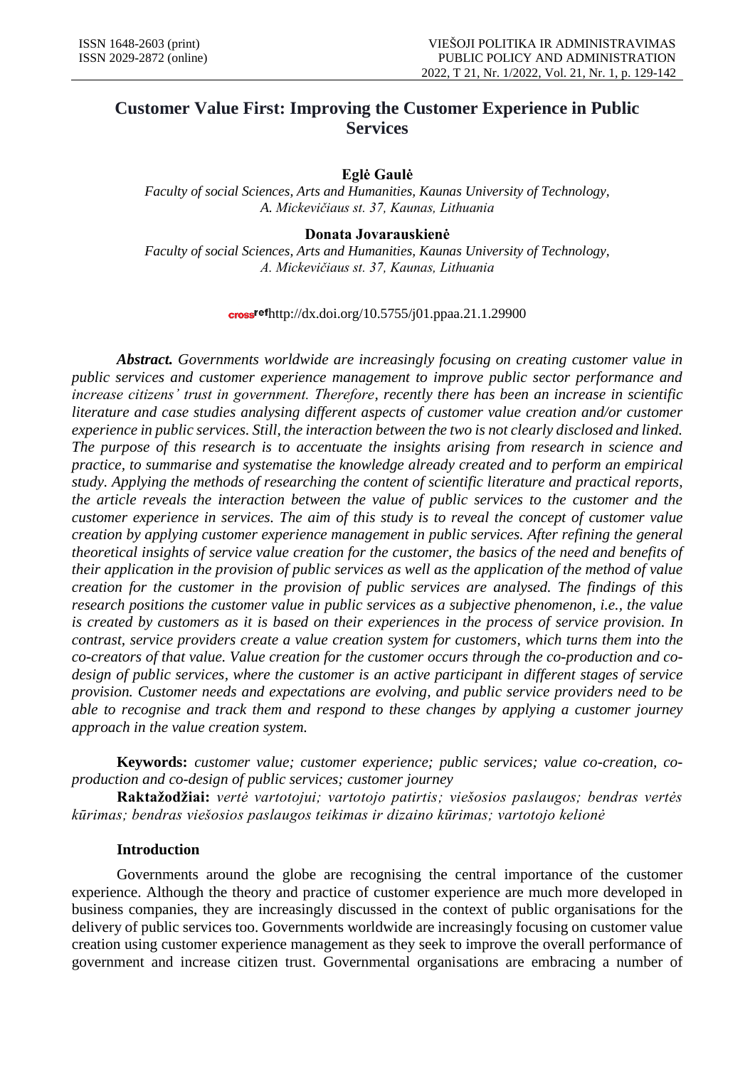# Customer Value First: Improving the Customer Experience in Public Services

**Eglė Gaulė**

*Faculty of social Sciences, Arts and Humanities, Kaunas University of Technology, A. Mickevičiaus st. 37, Kaunas, Lithuania*

**Donata Jovarauskienė**

*Faculty of social Sciences, Arts and Humanities, Kaunas University of Technology, A. Mickevičiaus st. 37, Kaunas, Lithuania*

crossref http://dx.doi.org/10.5755/j01.ppaa.21.1.29900

***Abstract.*** *Governments worldwide are increasingly focusing on creating customer value in public services and customer experience management to improve public sector performance and increase citizens' trust in government. Therefore, recently there has been an increase in scientific literature and case studies analysing different aspects of customer value creation and/or customer experience in public services. Still, the interaction between the two is not clearly disclosed and linked. The purpose of this research is to accentuate the insights arising from research in science and practice, to summarise and systematise the knowledge already created and to perform an empirical study. Applying the methods of researching the content of scientific literature and practical reports, the article reveals the interaction between the value of public services to the customer and the customer experience in services. The aim of this study is to reveal the concept of customer value creation by applying customer experience management in public services. After refining the general theoretical insights of service value creation for the customer, the basics of the need and benefits of their application in the provision of public services as well as the application of the method of value creation for the customer in the provision of public services are analysed. The findings of this research positions the customer value in public services as a subjective phenomenon, i.e., the value is created by customers as it is based on their experiences in the process of service provision. In contrast, service providers create a value creation system for customers, which turns them into the co-creators of that value. Value creation for the customer occurs through the co-production and co-design of public services, where the customer is an active participant in different stages of service provision. Customer needs and expectations are evolving, and public service providers need to be able to recognise and track them and respond to these changes by applying a customer journey approach in the value creation system.*

**Keywords:** *customer value; customer experience; public services; value co-creation, co-production and co-design of public services; customer journey*

**Raktažodžiai:** *vertė vartotojui; vartotojo patirtis; viešosios paslaugos; bendras vertės kūrimas; bendras viešosios paslaugos teikimas ir dizaino kūrimas; vartotojo kelionė*

## Introduction

Governments around the globe are recognising the central importance of the customer experience. Although the theory and practice of customer experience are much more developed in business companies, they are increasingly discussed in the context of public organisations for the delivery of public services too. Governments worldwide are increasingly focusing on customer value creation using customer experience management as they seek to improve the overall performance of government and increase citizen trust. Governmental organisations are embracing a number of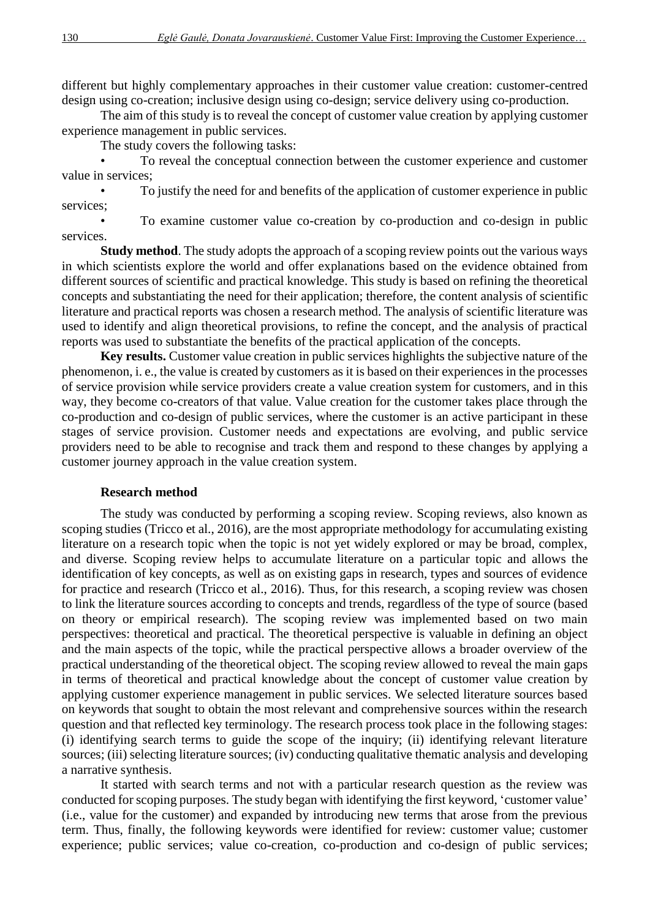different but highly complementary approaches in their customer value creation: customer-centred design using co-creation; inclusive design using co-design; service delivery using co-production.

The aim of this study is to reveal the concept of customer value creation by applying customer experience management in public services.

The study covers the following tasks:

- To reveal the conceptual connection between the customer experience and customer value in services;
- To justify the need for and benefits of the application of customer experience in public services;
- To examine customer value co-creation by co-production and co-design in public services.

**Study method**. The study adopts the approach of a scoping review points out the various ways in which scientists explore the world and offer explanations based on the evidence obtained from different sources of scientific and practical knowledge. This study is based on refining the theoretical concepts and substantiating the need for their application; therefore, the content analysis of scientific literature and practical reports was chosen a research method. The analysis of scientific literature was used to identify and align theoretical provisions, to refine the concept, and the analysis of practical reports was used to substantiate the benefits of the practical application of the concepts.

**Key results.** Customer value creation in public services highlights the subjective nature of the phenomenon, i. e., the value is created by customers as it is based on their experiences in the processes of service provision while service providers create a value creation system for customers, and in this way, they become co-creators of that value. Value creation for the customer takes place through the co-production and co-design of public services, where the customer is an active participant in these stages of service provision. Customer needs and expectations are evolving, and public service providers need to be able to recognise and track them and respond to these changes by applying a customer journey approach in the value creation system.

## Research method

The study was conducted by performing a scoping review. Scoping reviews, also known as scoping studies (Tricco et al., 2016), are the most appropriate methodology for accumulating existing literature on a research topic when the topic is not yet widely explored or may be broad, complex, and diverse. Scoping review helps to accumulate literature on a particular topic and allows the identification of key concepts, as well as on existing gaps in research, types and sources of evidence for practice and research (Tricco et al., 2016). Thus, for this research, a scoping review was chosen to link the literature sources according to concepts and trends, regardless of the type of source (based on theory or empirical research). The scoping review was implemented based on two main perspectives: theoretical and practical. The theoretical perspective is valuable in defining an object and the main aspects of the topic, while the practical perspective allows a broader overview of the practical understanding of the theoretical object. The scoping review allowed to reveal the main gaps in terms of theoretical and practical knowledge about the concept of customer value creation by applying customer experience management in public services. We selected literature sources based on keywords that sought to obtain the most relevant and comprehensive sources within the research question and that reflected key terminology. The research process took place in the following stages: (i) identifying search terms to guide the scope of the inquiry; (ii) identifying relevant literature sources; (iii) selecting literature sources; (iv) conducting qualitative thematic analysis and developing a narrative synthesis.

It started with search terms and not with a particular research question as the review was conducted for scoping purposes. The study began with identifying the first keyword, 'customer value' (i.e., value for the customer) and expanded by introducing new terms that arose from the previous term. Thus, finally, the following keywords were identified for review: customer value; customer experience; public services; value co-creation, co-production and co-design of public services;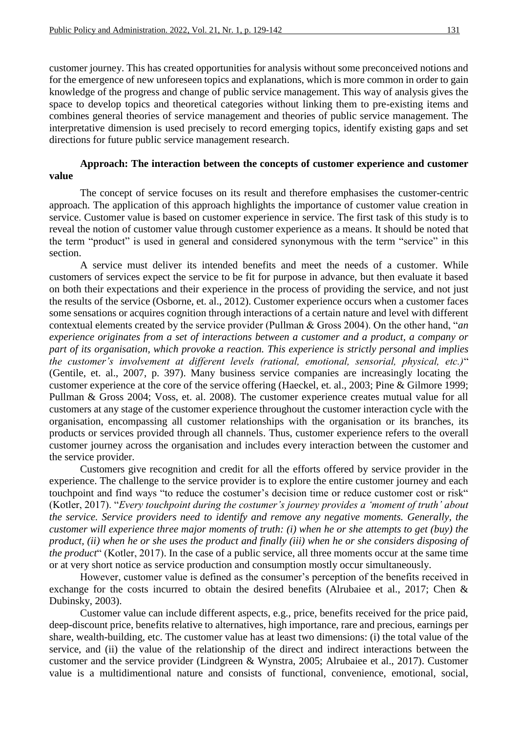customer journey. This has created opportunities for analysis without some preconceived notions and for the emergence of new unforeseen topics and explanations, which is more common in order to gain knowledge of the progress and change of public service management. This way of analysis gives the space to develop topics and theoretical categories without linking them to pre-existing items and combines general theories of service management and theories of public service management. The interpretative dimension is used precisely to record emerging topics, identify existing gaps and set directions for future public service management research.

### Approach: The interaction between the concepts of customer experience and customer value

The concept of service focuses on its result and therefore emphasises the customer-centric approach. The application of this approach highlights the importance of customer value creation in service. Customer value is based on customer experience in service. The first task of this study is to reveal the notion of customer value through customer experience as a means. It should be noted that the term "product" is used in general and considered synonymous with the term "service" in this section.

A service must deliver its intended benefits and meet the needs of a customer. While customers of services expect the service to be fit for purpose in advance, but then evaluate it based on both their expectations and their experience in the process of providing the service, and not just the results of the service (Osborne, et. al., 2012). Customer experience occurs when a customer faces some sensations or acquires cognition through interactions of a certain nature and level with different contextual elements created by the service provider (Pullman & Gross 2004). On the other hand, "*an experience originates from a set of interactions between a customer and a product, a company or part of its organisation, which provoke a reaction. This experience is strictly personal and implies the customer's involvement at different levels (rational, emotional, sensorial, physical, etc.)*" (Gentile, et. al., 2007, p. 397). Many business service companies are increasingly locating the customer experience at the core of the service offering (Haeckel, et. al., 2003; Pine & Gilmore 1999; Pullman & Gross 2004; Voss, et. al. 2008). The customer experience creates mutual value for all customers at any stage of the customer experience throughout the customer interaction cycle with the organisation, encompassing all customer relationships with the organisation or its branches, its products or services provided through all channels. Thus, customer experience refers to the overall customer journey across the organisation and includes every interaction between the customer and the service provider.

Customers give recognition and credit for all the efforts offered by service provider in the experience. The challenge to the service provider is to explore the entire customer journey and each touchpoint and find ways "to reduce the costumer's decision time or reduce customer cost or risk" (Kotler, 2017). "*Every touchpoint during the costumer's journey provides a 'moment of truth' about the service. Service providers need to identify and remove any negative moments. Generally, the customer will experience three major moments of truth: (i) when he or she attempts to get (buy) the product, (ii) when he or she uses the product and finally (iii) when he or she considers disposing of the product*" (Kotler, 2017). In the case of a public service, all three moments occur at the same time or at very short notice as service production and consumption mostly occur simultaneously.

However, customer value is defined as the consumer's perception of the benefits received in exchange for the costs incurred to obtain the desired benefits (Alrubaiee et al., 2017; Chen & Dubinsky, 2003).

Customer value can include different aspects, e.g., price, benefits received for the price paid, deep-discount price, benefits relative to alternatives, high importance, rare and precious, earnings per share, wealth-building, etc. The customer value has at least two dimensions: (i) the total value of the service, and (ii) the value of the relationship of the direct and indirect interactions between the customer and the service provider (Lindgreen & Wynstra, 2005; Alrubaiee et al., 2017). Customer value is a multidimentional nature and consists of functional, convenience, emotional, social,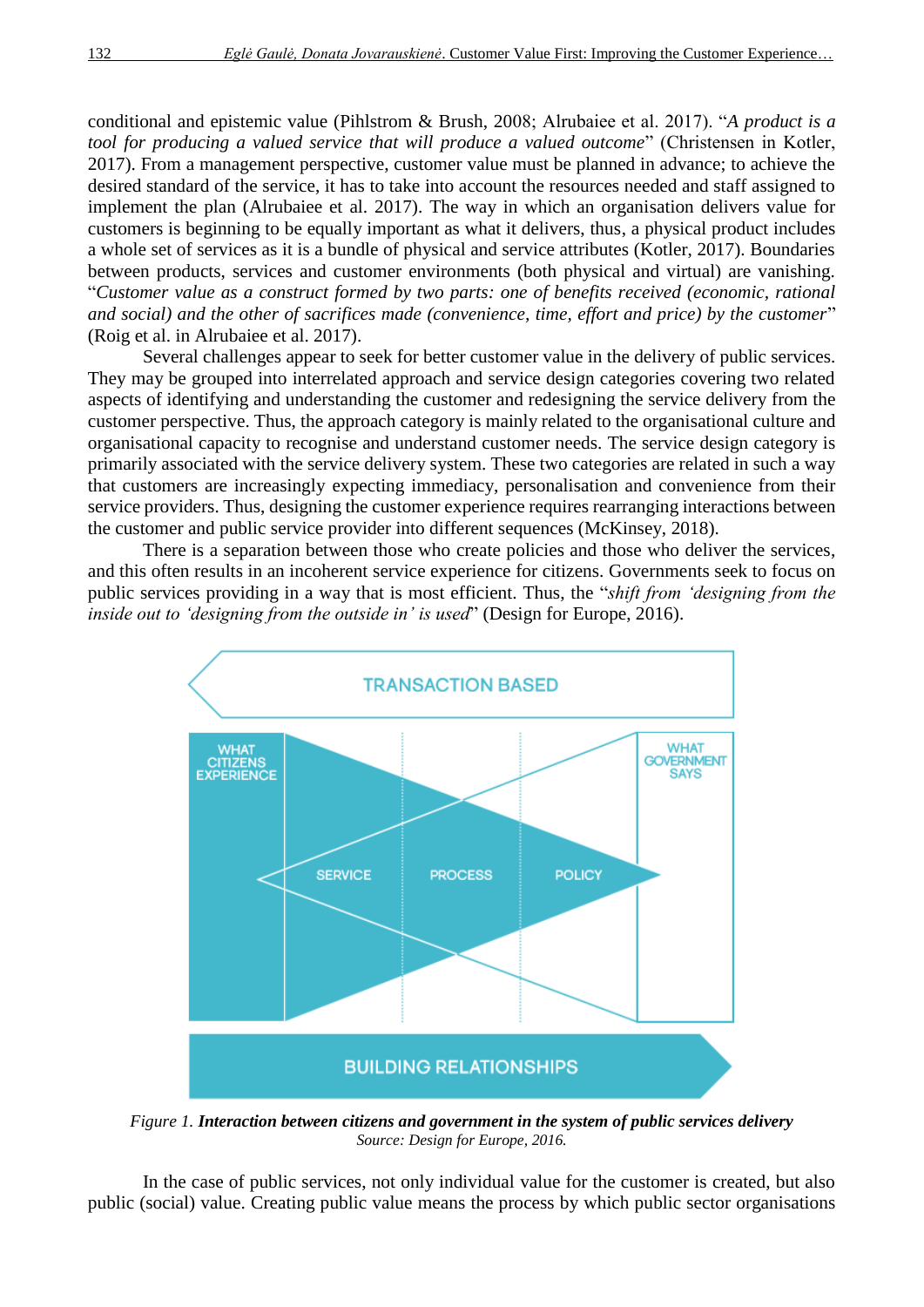conditional and epistemic value (Pihlstrom & Brush, 2008; Alrubaiee et al. 2017). "*A product is a tool for producing a valued service that will produce a valued outcome*" (Christensen in Kotler, 2017). From a management perspective, customer value must be planned in advance; to achieve the desired standard of the service, it has to take into account the resources needed and staff assigned to implement the plan (Alrubaiee et al. 2017). The way in which an organisation delivers value for customers is beginning to be equally important as what it delivers, thus, a physical product includes a whole set of services as it is a bundle of physical and service attributes (Kotler, 2017). Boundaries between products, services and customer environments (both physical and virtual) are vanishing. "*Customer value as a construct formed by two parts: one of benefits received (economic, rational and social) and the other of sacrifices made (convenience, time, effort and price) by the customer*" (Roig et al. in Alrubaiee et al. 2017).

Several challenges appear to seek for better customer value in the delivery of public services. They may be grouped into interrelated approach and service design categories covering two related aspects of identifying and understanding the customer and redesigning the service delivery from the customer perspective. Thus, the approach category is mainly related to the organisational culture and organisational capacity to recognise and understand customer needs. The service design category is primarily associated with the service delivery system. These two categories are related in such a way that customers are increasingly expecting immediacy, personalisation and convenience from their service providers. Thus, designing the customer experience requires rearranging interactions between the customer and public service provider into different sequences (McKinsey, 2018).

There is a separation between those who create policies and those who deliver the services, and this often results in an incoherent service experience for citizens. Governments seek to focus on public services providing in a way that is most efficient. Thus, the "*shift from 'designing from the inside out to 'designing from the outside in' is used*" (Design for Europe, 2016).

TRANSACTION BASED

WHAT CITIZENS EXPERIENCE

WHAT GOVERNMENT SAYS

SERVICE

PROCESS

POLICY

BUILDING RELATIONSHIPS

*Figure 1.* ***Interaction between citizens and government in the system of public services delivery***
*Source: Design for Europe, 2016.*

In the case of public services, not only individual value for the customer is created, but also public (social) value. Creating public value means the process by which public sector organisations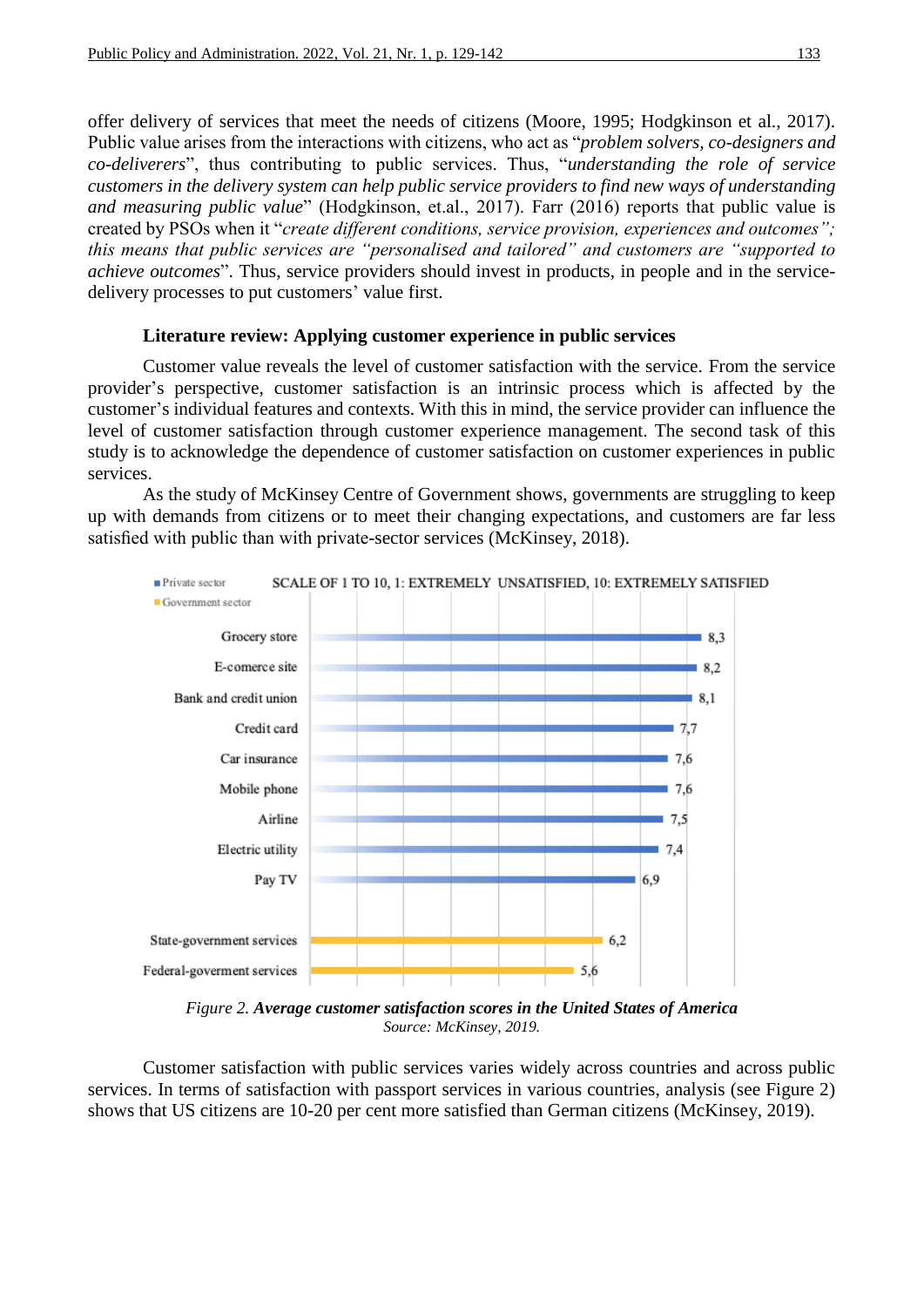offer delivery of services that meet the needs of citizens (Moore, 1995; Hodgkinson et al., 2017). Public value arises from the interactions with citizens, who act as "*problem solvers, co-designers and co-deliverers*", thus contributing to public services. Thus, "*understanding the role of service customers in the delivery system can help public service providers to find new ways of understanding and measuring public value*" (Hodgkinson, et.al., 2017). Farr (2016) reports that public value is created by PSOs when it "*create different conditions, service provision, experiences and outcomes"; this means that public services are "personalised and tailored" and customers are "supported to achieve outcomes*". Thus, service providers should invest in products, in people and in the service-delivery processes to put customers' value first.

## Literature review: Applying customer experience in public services

Customer value reveals the level of customer satisfaction with the service. From the service provider's perspective, customer satisfaction is an intrinsic process which is affected by the customer's individual features and contexts. With this in mind, the service provider can influence the level of customer satisfaction through customer experience management. The second task of this study is to acknowledge the dependence of customer satisfaction on customer experiences in public services.

As the study of McKinsey Centre of Government shows, governments are struggling to keep up with demands from citizens or to meet their changing expectations, and customers are far less satisfied with public than with private-sector services (McKinsey, 2018).

Private sector
Government sector
SCALE OF 1 TO 10, 1: EXTREMELY UNSATISFIED, 10: EXTREMELY SATISFIED

Grocery store 8,3
E-comerce site 8,2
Bank and credit union 8,1
Credit card 7,7
Car insurance 7,6
Mobile phone 7,6
Airline 7,5
Electric utility 7,4
Pay TV 6,9
State-government services 6,2
Federal-goverment services 5,6

*Figure 2.* ***Average customer satisfaction scores in the United States of America***
*Source: McKinsey, 2019.*

Customer satisfaction with public services varies widely across countries and across public services. In terms of satisfaction with passport services in various countries, analysis (see Figure 2) shows that US citizens are 10-20 per cent more satisfied than German citizens (McKinsey, 2019).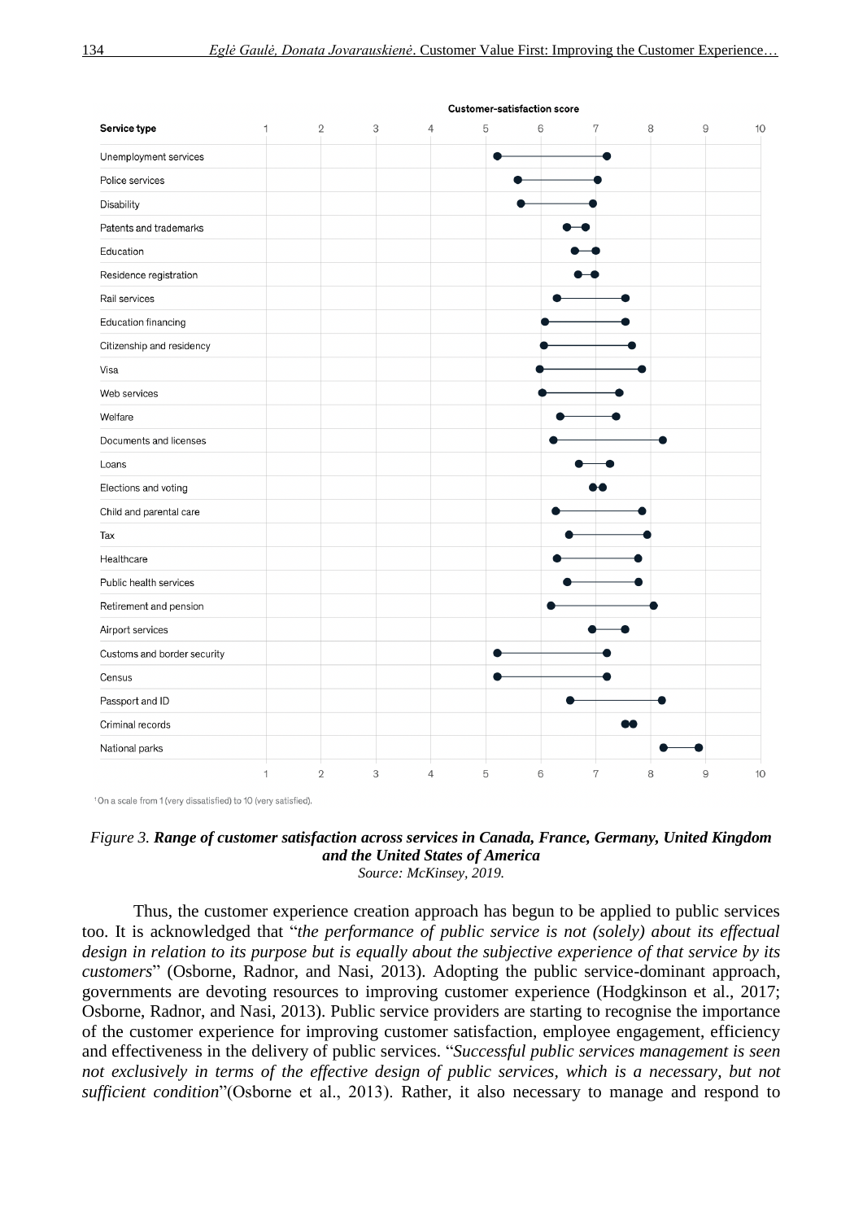Customer-satisfaction score

Service type

1 2 3 4 5 6 7 8 9 10

Unemployment services

Police services

Disability

Patents and trademarks

Education

Residence registration

Rail services

Education financing

Citizenship and residency

Visa

Web services

Welfare

Documents and licenses

Loans

Elections and voting

Child and parental care

Tax

Healthcare

Public health services

Retirement and pension

Airport services

Customs and border security

Census

Passport and ID

Criminal records

National parks

1 2 3 4 5 6 7 8 9 10

[1] On a scale from 1 (very dissatisfied) to 10 (very satisfied).

*Figure 3.* ***Range of customer satisfaction across services in Canada, France, Germany, United Kingdom and the United States of America***

*Source: McKinsey, 2019.*

Thus, the customer experience creation approach has begun to be applied to public services too. It is acknowledged that "*the performance of public service is not (solely) about its effectual design in relation to its purpose but is equally about the subjective experience of that service by its customers*" (Osborne, Radnor, and Nasi, 2013). Adopting the public service-dominant approach, governments are devoting resources to improving customer experience (Hodgkinson et al., 2017; Osborne, Radnor, and Nasi, 2013). Public service providers are starting to recognise the importance of the customer experience for improving customer satisfaction, employee engagement, efficiency and effectiveness in the delivery of public services. "*Successful public services management is seen not exclusively in terms of the effective design of public services, which is a necessary, but not sufficient condition*"(Osborne et al., 2013). Rather, it also necessary to manage and respond to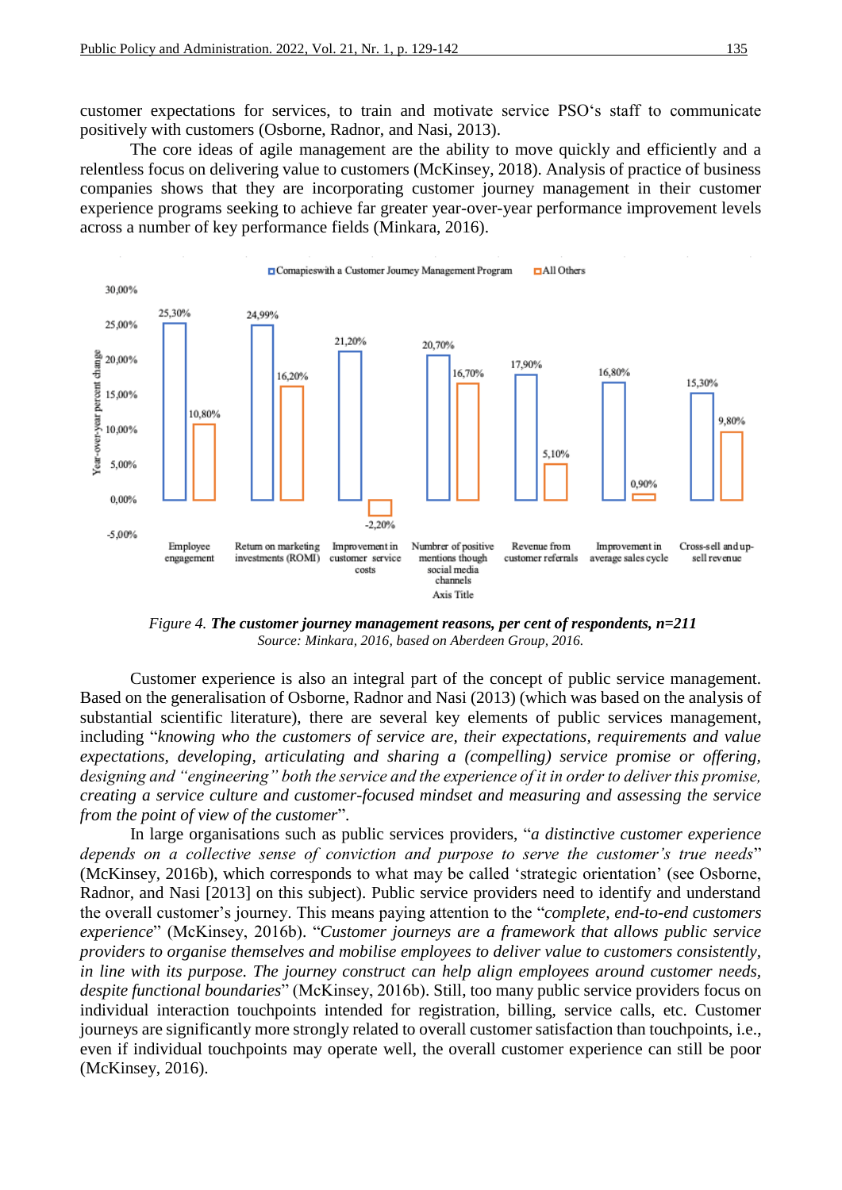customer expectations for services, to train and motivate service PSO's staff to communicate positively with customers (Osborne, Radnor, and Nasi, 2013).

The core ideas of agile management are the ability to move quickly and efficiently and a relentless focus on delivering value to customers (McKinsey, 2018). Analysis of practice of business companies shows that they are incorporating customer journey management in their customer experience programs seeking to achieve far greater year-over-year performance improvement levels across a number of key performance fields (Minkara, 2016).

Comapieswith a Customer Journey Management Program
All Others

Year-over-year percent change

30,00%
25,00%
20,00%
15,00%
10,00%
5,00%
0,00%
-5,00%

Employee engagement: 25,30% / 10,80%
Return on marketing investments (ROMI): 24,99% / 16,20%
Improvement in customer service costs: 21,20% / -2,20%
Numbrer of positive mentions though social media channels: 20,70% / 16,70%
Revenue from customer referrals: 17,90% / 5,10%
Improvement in average sales cycle: 16,80% / 0,90%
Cross-sell and up-sell revenue: 15,30% / 9,80%

Axis Title

*Figure 4.* ***The customer journey management reasons, per cent of respondents, n=211***
*Source: Minkara, 2016, based on Aberdeen Group, 2016.*

Customer experience is also an integral part of the concept of public service management. Based on the generalisation of Osborne, Radnor and Nasi (2013) (which was based on the analysis of substantial scientific literature), there are several key elements of public services management, including "*knowing who the customers of service are, their expectations, requirements and value expectations, developing, articulating and sharing a (compelling) service promise or offering, designing and "engineering" both the service and the experience of it in order to deliver this promise, creating a service culture and customer-focused mindset and measuring and assessing the service from the point of view of the customer*".

In large organisations such as public services providers, "*a distinctive customer experience depends on a collective sense of conviction and purpose to serve the customer's true needs*" (McKinsey, 2016b), which corresponds to what may be called 'strategic orientation' (see Osborne, Radnor, and Nasi [2013] on this subject). Public service providers need to identify and understand the overall customer's journey. This means paying attention to the "*complete, end-to-end customers experience*" (McKinsey, 2016b). "*Customer journeys are a framework that allows public service providers to organise themselves and mobilise employees to deliver value to customers consistently, in line with its purpose. The journey construct can help align employees around customer needs, despite functional boundaries*" (McKinsey, 2016b). Still, too many public service providers focus on individual interaction touchpoints intended for registration, billing, service calls, etc. Customer journeys are significantly more strongly related to overall customer satisfaction than touchpoints, i.e., even if individual touchpoints may operate well, the overall customer experience can still be poor (McKinsey, 2016).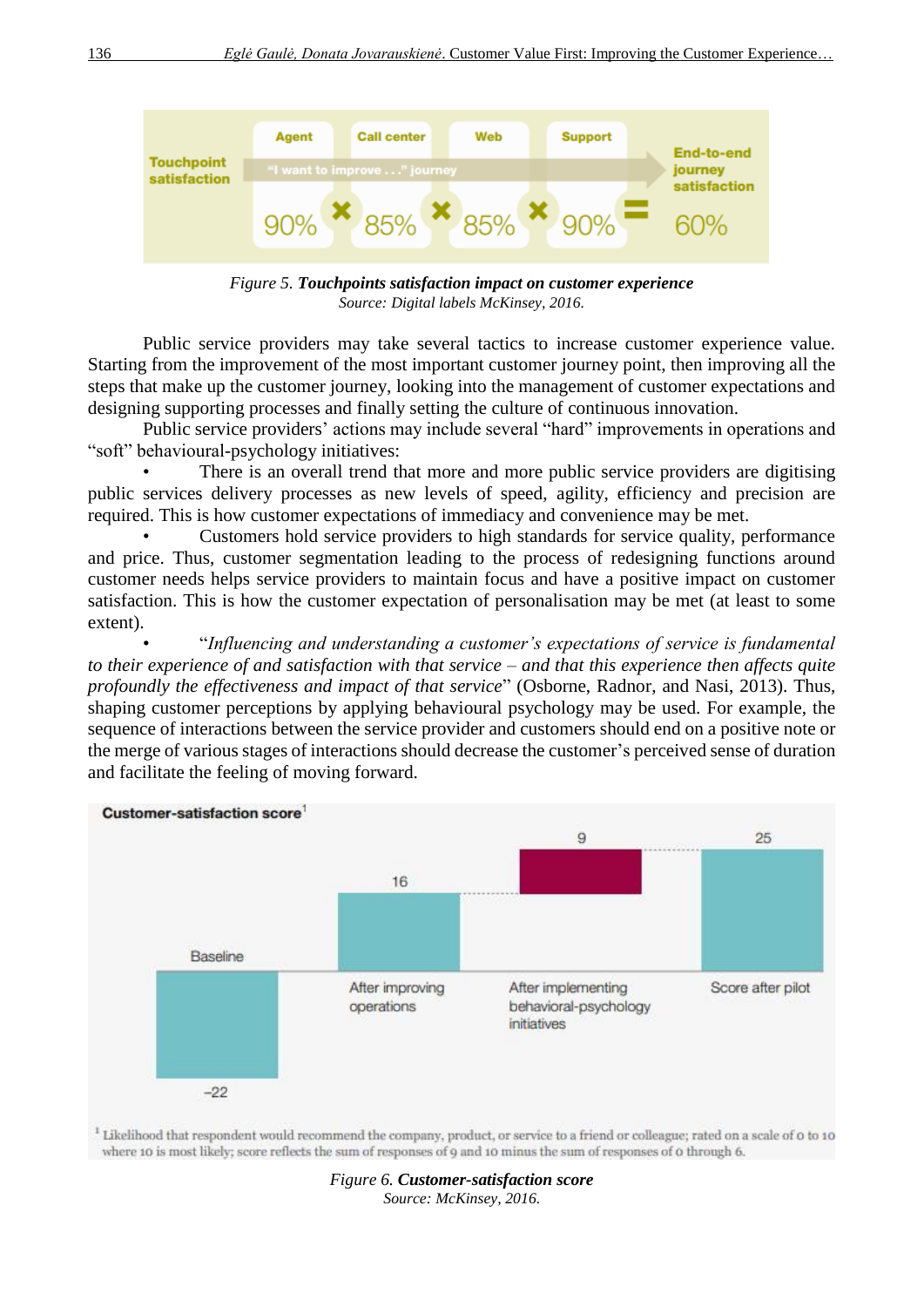Touchpoint satisfaction

Agent

Call center

Web

Support

"I want to improve . . ." journey

90% × 85% × 85% × 90% = 60%

End-to-end journey satisfaction

Figure 5. ***Touchpoints satisfaction impact on customer experience***
*Source: Digital labels McKinsey, 2016.*

Public service providers may take several tactics to increase customer experience value. Starting from the improvement of the most important customer journey point, then improving all the steps that make up the customer journey, looking into the management of customer expectations and designing supporting processes and finally setting the culture of continuous innovation.

Public service providers' actions may include several "hard" improvements in operations and "soft" behavioural-psychology initiatives:

- There is an overall trend that more and more public service providers are digitising public services delivery processes as new levels of speed, agility, efficiency and precision are required. This is how customer expectations of immediacy and convenience may be met.
- Customers hold service providers to high standards for service quality, performance and price. Thus, customer segmentation leading to the process of redesigning functions around customer needs helps service providers to maintain focus and have a positive impact on customer satisfaction. This is how the customer expectation of personalisation may be met (at least to some extent).
- "*Influencing and understanding a customer's expectations of service is fundamental to their experience of and satisfaction with that service – and that this experience then affects quite profoundly the effectiveness and impact of that service*" (Osborne, Radnor, and Nasi, 2013). Thus, shaping customer perceptions by applying behavioural psychology may be used. For example, the sequence of interactions between the service provider and customers should end on a positive note or the merge of various stages of interactions should decrease the customer's perceived sense of duration and facilitate the feeling of moving forward.

**Customer-satisfaction score**[1]

Baseline

–22

16

After improving operations

9

After implementing behavioral-psychology initiatives

25

Score after pilot

[1] Likelihood that respondent would recommend the company, product, or service to a friend or colleague; rated on a scale of 0 to 10 where 10 is most likely; score reflects the sum of responses of 9 and 10 minus the sum of responses of 0 through 6.

Figure 6. ***Customer-satisfaction score***
*Source: McKinsey, 2016.*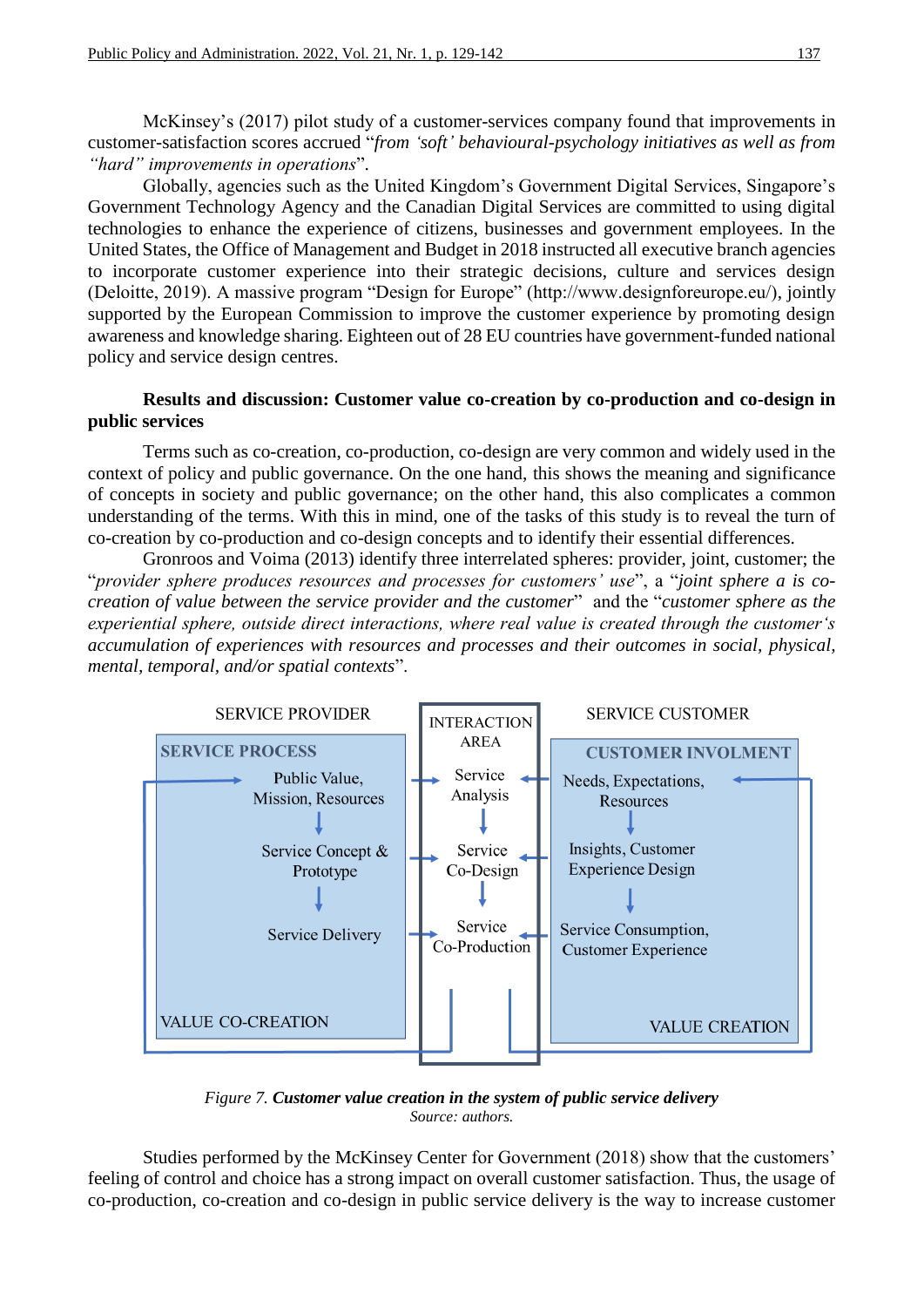McKinsey's (2017) pilot study of a customer-services company found that improvements in customer-satisfaction scores accrued "*from 'soft' behavioural-psychology initiatives as well as from "hard" improvements in operations*".

Globally, agencies such as the United Kingdom's Government Digital Services, Singapore's Government Technology Agency and the Canadian Digital Services are committed to using digital technologies to enhance the experience of citizens, businesses and government employees. In the United States, the Office of Management and Budget in 2018 instructed all executive branch agencies to incorporate customer experience into their strategic decisions, culture and services design (Deloitte, 2019). A massive program "Design for Europe" (http://www.designforeurope.eu/), jointly supported by the European Commission to improve the customer experience by promoting design awareness and knowledge sharing. Eighteen out of 28 EU countries have government-funded national policy and service design centres.

**Results and discussion: Customer value co-creation by co-production and co-design in public services**

Terms such as co-creation, co-production, co-design are very common and widely used in the context of policy and public governance. On the one hand, this shows the meaning and significance of concepts in society and public governance; on the other hand, this also complicates a common understanding of the terms. With this in mind, one of the tasks of this study is to reveal the turn of co-creation by co-production and co-design concepts and to identify their essential differences.

Gronroos and Voima (2013) identify three interrelated spheres: provider, joint, customer; the "*provider sphere produces resources and processes for customers' use*", a "*joint sphere a is co-creation of value between the service provider and the customer*" and the "*customer sphere as the experiential sphere, outside direct interactions, where real value is created through the customer's accumulation of experiences with resources and processes and their outcomes in social, physical, mental, temporal, and/or spatial contexts*".

SERVICE PROVIDER

SERVICE PROCESS

Public Value, Mission, Resources

Service Concept & Prototype

Service Delivery

VALUE CO-CREATION

INTERACTION AREA

Service Analysis

Service Co-Design

Service Co-Production

SERVICE CUSTOMER

CUSTOMER INVOLMENT

Needs, Expectations, Resources

Insights, Customer Experience Design

Service Consumption, Customer Experience

VALUE CREATION

*Figure 7.* ***Customer value creation in the system of public service delivery***
*Source: authors.*

Studies performed by the McKinsey Center for Government (2018) show that the customers' feeling of control and choice has a strong impact on overall customer satisfaction. Thus, the usage of co-production, co-creation and co-design in public service delivery is the way to increase customer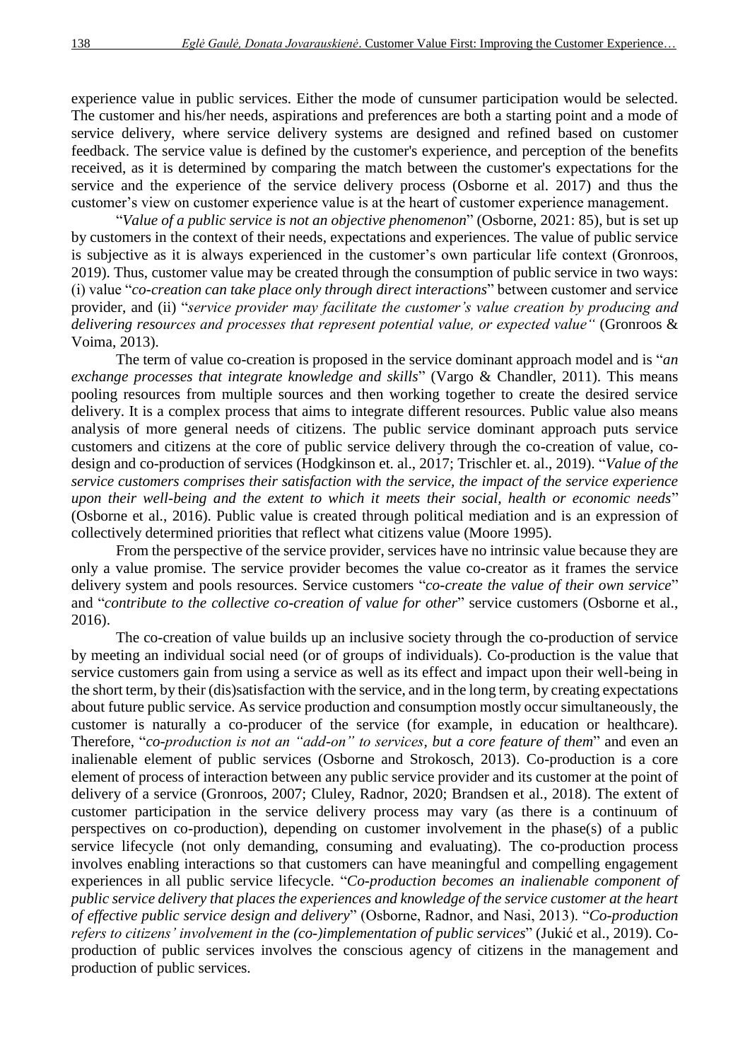experience value in public services. Either the mode of cunsumer participation would be selected. The customer and his/her needs, aspirations and preferences are both a starting point and a mode of service delivery, where service delivery systems are designed and refined based on customer feedback. The service value is defined by the customer's experience, and perception of the benefits received, as it is determined by comparing the match between the customer's expectations for the service and the experience of the service delivery process (Osborne et al. 2017) and thus the customer's view on customer experience value is at the heart of customer experience management.

"*Value of a public service is not an objective phenomenon*" (Osborne, 2021: 85), but is set up by customers in the context of their needs, expectations and experiences. The value of public service is subjective as it is always experienced in the customer's own particular life context (Gronroos, 2019). Thus, customer value may be created through the consumption of public service in two ways: (i) value "*co-creation can take place only through direct interactions*" between customer and service provider, and (ii) "*service provider may facilitate the customer's value creation by producing and delivering resources and processes that represent potential value, or expected value*" (Gronroos & Voima, 2013).

The term of value co-creation is proposed in the service dominant approach model and is "*an exchange processes that integrate knowledge and skills*" (Vargo & Chandler, 2011). This means pooling resources from multiple sources and then working together to create the desired service delivery. It is a complex process that aims to integrate different resources. Public value also means analysis of more general needs of citizens. The public service dominant approach puts service customers and citizens at the core of public service delivery through the co-creation of value, co-design and co-production of services (Hodgkinson et. al., 2017; Trischler et. al., 2019). "*Value of the service customers comprises their satisfaction with the service, the impact of the service experience upon their well-being and the extent to which it meets their social, health or economic needs*" (Osborne et al., 2016). Public value is created through political mediation and is an expression of collectively determined priorities that reflect what citizens value (Moore 1995).

From the perspective of the service provider, services have no intrinsic value because they are only a value promise. The service provider becomes the value co-creator as it frames the service delivery system and pools resources. Service customers "*co-create the value of their own service*" and "*contribute to the collective co-creation of value for other*" service customers (Osborne et al., 2016).

The co-creation of value builds up an inclusive society through the co-production of service by meeting an individual social need (or of groups of individuals). Co-production is the value that service customers gain from using a service as well as its effect and impact upon their well-being in the short term, by their (dis)satisfaction with the service, and in the long term, by creating expectations about future public service. As service production and consumption mostly occur simultaneously, the customer is naturally a co-producer of the service (for example, in education or healthcare). Therefore, "*co-production is not an "add-on" to services, but a core feature of them*" and even an inalienable element of public services (Osborne and Strokosch, 2013). Co-production is a core element of process of interaction between any public service provider and its customer at the point of delivery of a service (Gronroos, 2007; Cluley, Radnor, 2020; Brandsen et al., 2018). The extent of customer participation in the service delivery process may vary (as there is a continuum of perspectives on co-production), depending on customer involvement in the phase(s) of a public service lifecycle (not only demanding, consuming and evaluating). The co-production process involves enabling interactions so that customers can have meaningful and compelling engagement experiences in all public service lifecycle. "*Co-production becomes an inalienable component of public service delivery that places the experiences and knowledge of the service customer at the heart of effective public service design and delivery*" (Osborne, Radnor, and Nasi, 2013). "*Co-production refers to citizens' involvement in the (co-)implementation of public services*" (Jukić et al., 2019). Co-production of public services involves the conscious agency of citizens in the management and production of public services.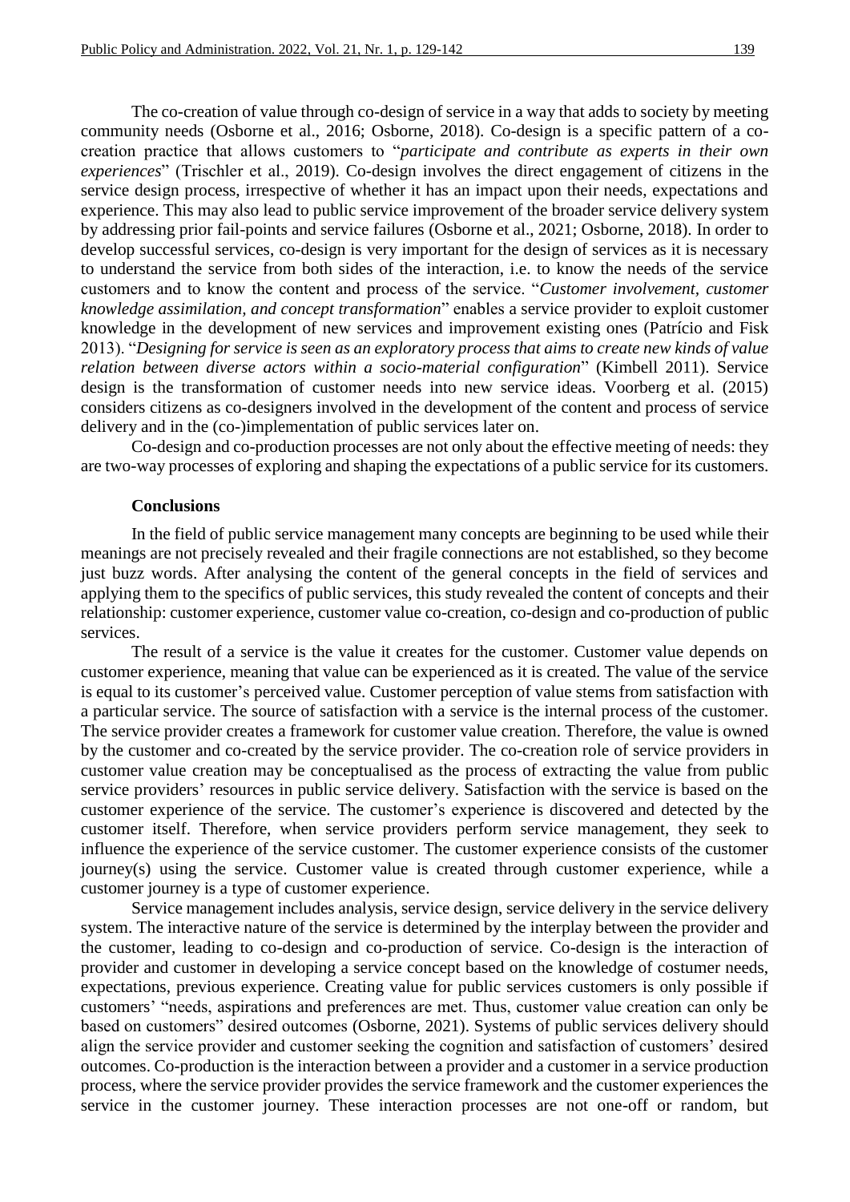The co-creation of value through co-design of service in a way that adds to society by meeting community needs (Osborne et al., 2016; Osborne, 2018). Co-design is a specific pattern of a co-creation practice that allows customers to "*participate and contribute as experts in their own experiences*" (Trischler et al., 2019). Co-design involves the direct engagement of citizens in the service design process, irrespective of whether it has an impact upon their needs, expectations and experience. This may also lead to public service improvement of the broader service delivery system by addressing prior fail-points and service failures (Osborne et al., 2021; Osborne, 2018). In order to develop successful services, co-design is very important for the design of services as it is necessary to understand the service from both sides of the interaction, i.e. to know the needs of the service customers and to know the content and process of the service. "*Customer involvement, customer knowledge assimilation, and concept transformation*" enables a service provider to exploit customer knowledge in the development of new services and improvement existing ones (Patrício and Fisk 2013). "*Designing for service is seen as an exploratory process that aims to create new kinds of value relation between diverse actors within a socio-material configuration*" (Kimbell 2011). Service design is the transformation of customer needs into new service ideas. Voorberg et al. (2015) considers citizens as co-designers involved in the development of the content and process of service delivery and in the (co-)implementation of public services later on.

Co-design and co-production processes are not only about the effective meeting of needs: they are two-way processes of exploring and shaping the expectations of a public service for its customers.

## Conclusions

In the field of public service management many concepts are beginning to be used while their meanings are not precisely revealed and their fragile connections are not established, so they become just buzz words. After analysing the content of the general concepts in the field of services and applying them to the specifics of public services, this study revealed the content of concepts and their relationship: customer experience, customer value co-creation, co-design and co-production of public services.

The result of a service is the value it creates for the customer. Customer value depends on customer experience, meaning that value can be experienced as it is created. The value of the service is equal to its customer's perceived value. Customer perception of value stems from satisfaction with a particular service. The source of satisfaction with a service is the internal process of the customer. The service provider creates a framework for customer value creation. Therefore, the value is owned by the customer and co-created by the service provider. The co-creation role of service providers in customer value creation may be conceptualised as the process of extracting the value from public service providers' resources in public service delivery. Satisfaction with the service is based on the customer experience of the service. The customer's experience is discovered and detected by the customer itself. Therefore, when service providers perform service management, they seek to influence the experience of the service customer. The customer experience consists of the customer journey(s) using the service. Customer value is created through customer experience, while a customer journey is a type of customer experience.

Service management includes analysis, service design, service delivery in the service delivery system. The interactive nature of the service is determined by the interplay between the provider and the customer, leading to co-design and co-production of service. Co-design is the interaction of provider and customer in developing a service concept based on the knowledge of costumer needs, expectations, previous experience. Creating value for public services customers is only possible if customers' "needs, aspirations and preferences are met. Thus, customer value creation can only be based on customers" desired outcomes (Osborne, 2021). Systems of public services delivery should align the service provider and customer seeking the cognition and satisfaction of customers' desired outcomes. Co-production is the interaction between a provider and a customer in a service production process, where the service provider provides the service framework and the customer experiences the service in the customer journey. These interaction processes are not one-off or random, but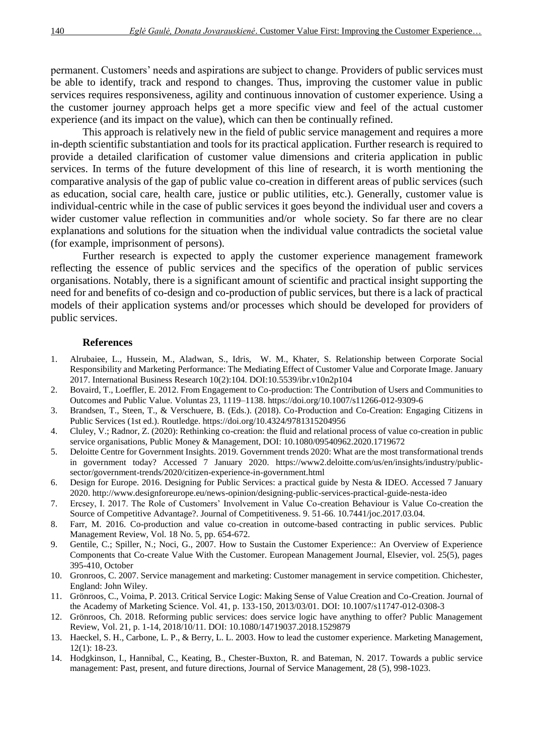permanent. Customers' needs and aspirations are subject to change. Providers of public services must be able to identify, track and respond to changes. Thus, improving the customer value in public services requires responsiveness, agility and continuous innovation of customer experience. Using a the customer journey approach helps get a more specific view and feel of the actual customer experience (and its impact on the value), which can then be continually refined.

This approach is relatively new in the field of public service management and requires a more in-depth scientific substantiation and tools for its practical application. Further research is required to provide a detailed clarification of customer value dimensions and criteria application in public services. In terms of the future development of this line of research, it is worth mentioning the comparative analysis of the gap of public value co-creation in different areas of public services (such as education, social care, health care, justice or public utilities, etc.). Generally, customer value is individual-centric while in the case of public services it goes beyond the individual user and covers a wider customer value reflection in communities and/or whole society. So far there are no clear explanations and solutions for the situation when the individual value contradicts the societal value (for example, imprisonment of persons).

Further research is expected to apply the customer experience management framework reflecting the essence of public services and the specifics of the operation of public services organisations. Notably, there is a significant amount of scientific and practical insight supporting the need for and benefits of co-design and co-production of public services, but there is a lack of practical models of their application systems and/or processes which should be developed for providers of public services.

## References

1. Alrubaiee, L., Hussein, M., Aladwan, S., Idris, W. M., Khater, S. Relationship between Corporate Social Responsibility and Marketing Performance: The Mediating Effect of Customer Value and Corporate Image. January 2017. International Business Research 10(2):104. DOI:10.5539/ibr.v10n2p104
2. Bovaird, T., Loeffler, E. 2012. From Engagement to Co-production: The Contribution of Users and Communities to Outcomes and Public Value. Voluntas 23, 1119–1138. https://doi.org/10.1007/s11266-012-9309-6
3. Brandsen, T., Steen, T., & Verschuere, B. (Eds.). (2018). Co-Production and Co-Creation: Engaging Citizens in Public Services (1st ed.). Routledge. https://doi.org/10.4324/9781315204956
4. Cluley, V.; Radnor, Z. (2020): Rethinking co-creation: the fluid and relational process of value co-creation in public service organisations, Public Money & Management, DOI: 10.1080/09540962.2020.1719672
5. Deloitte Centre for Government Insights. 2019. Government trends 2020: What are the most transformational trends in government today? Accessed 7 January 2020. https://www2.deloitte.com/us/en/insights/industry/public-sector/government-trends/2020/citizen-experience-in-government.html
6. Design for Europe. 2016. Designing for Public Services: a practical guide by Nesta & IDEO. Accessed 7 January 2020. http://www.designforeurope.eu/news-opinion/designing-public-services-practical-guide-nesta-ideo
7. Ercsey, I. 2017. The Role of Customers' Involvement in Value Co-creation Behaviour is Value Co-creation the Source of Competitive Advantage?. Journal of Competitiveness. 9. 51-66. 10.7441/joc.2017.03.04.
8. Farr, M. 2016. Co-production and value co-creation in outcome-based contracting in public services. Public Management Review, Vol. 18 No. 5, pp. 654-672.
9. Gentile, C.; Spiller, N.; Noci, G., 2007. How to Sustain the Customer Experience:: An Overview of Experience Components that Co-create Value With the Customer. European Management Journal, Elsevier, vol. 25(5), pages 395-410, October
10. Gronroos, C. 2007. Service management and marketing: Customer management in service competition. Chichester, England: John Wiley.
11. Grönroos, C., Voima, P. 2013. Critical Service Logic: Making Sense of Value Creation and Co-Creation. Journal of the Academy of Marketing Science. Vol. 41, p. 133-150, 2013/03/01. DOI: 10.1007/s11747-012-0308-3
12. Grönroos, Ch. 2018. Reforming public services: does service logic have anything to offer? Public Management Review, Vol. 21, p. 1-14, 2018/10/11. DOI: 10.1080/14719037.2018.1529879
13. Haeckel, S. H., Carbone, L. P., & Berry, L. L. 2003. How to lead the customer experience. Marketing Management, 12(1): 18-23.
14. Hodgkinson, I., Hannibal, C., Keating, B., Chester-Buxton, R. and Bateman, N. 2017. Towards a public service management: Past, present, and future directions, Journal of Service Management, 28 (5), 998-1023.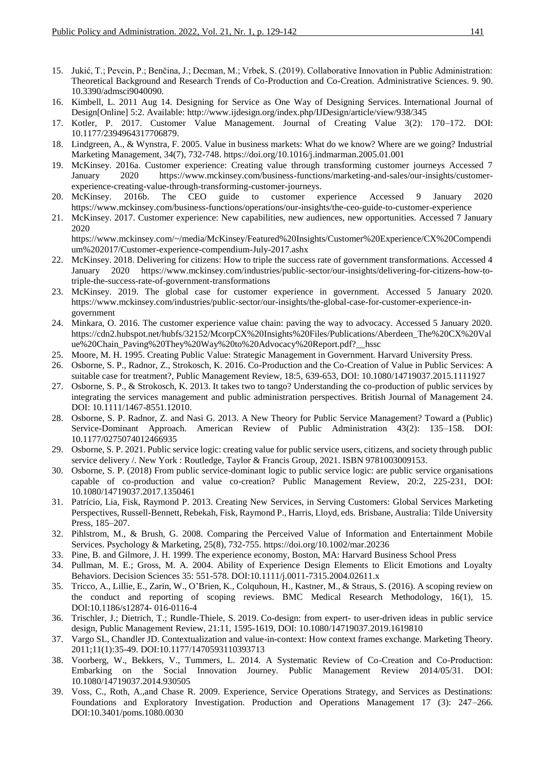15. Jukić, T.; Pevcin, P.; Benčina, J.; Decman, M.; Vrbek, S. (2019). Collaborative Innovation in Public Administration: Theoretical Background and Research Trends of Co-Production and Co-Creation. Administrative Sciences. 9. 90. 10.3390/admsci9040090.
16. Kimbell, L. 2011 Aug 14. Designing for Service as One Way of Designing Services. International Journal of Design[Online] 5:2. Available: http://www.ijdesign.org/index.php/IJDesign/article/view/938/345
17. Kotler, P. 2017. Customer Value Management. Journal of Creating Value 3(2): 170–172. DOI: 10.1177/2394964317706879.
18. Lindgreen, A., & Wynstra, F. 2005. Value in business markets: What do we know? Where are we going? Industrial Marketing Management, 34(7), 732-748. https://doi.org/10.1016/j.indmarman.2005.01.001
19. McKinsey. 2016a. Customer experience: Creating value through transforming customer journeys Accessed 7 January 2020 https://www.mckinsey.com/business-functions/marketing-and-sales/our-insights/customer-experience-creating-value-through-transforming-customer-journeys.
20. McKinsey. 2016b. The CEO guide to customer experience Accessed 9 January 2020 https://www.mckinsey.com/business-functions/operations/our-insights/the-ceo-guide-to-customer-experience
21. McKinsey. 2017. Customer experience: New capabilities, new audiences, new opportunities. Accessed 7 January 2020 https://www.mckinsey.com/~/media/McKinsey/Featured%20Insights/Customer%20Experience/CX%20Compendium%202017/Customer-experience-compendium-July-2017.ashx
22. McKinsey. 2018. Delivering for citizens: How to triple the success rate of government transformations. Accessed 4 January 2020 https://www.mckinsey.com/industries/public-sector/our-insights/delivering-for-citizens-how-to-triple-the-success-rate-of-government-transformations
23. McKinsey. 2019. The global case for customer experience in government. Accessed 5 January 2020. https://www.mckinsey.com/industries/public-sector/our-insights/the-global-case-for-customer-experience-in-government
24. Minkara, O. 2016. The customer experience value chain: paving the way to advocacy. Accessed 5 January 2020. https://cdn2.hubspot.net/hubfs/32152/McorpCX%20Insights%20Files/Publications/Aberdeen_The%20CX%20Value%20Chain_Paving%20They%20Way%20to%20Advocacy%20Report.pdf?__hssc
25. Moore, M. H. 1995. Creating Public Value: Strategic Management in Government. Harvard University Press.
26. Osborne, S. P., Radnor, Z., Strokosch, K. 2016. Co-Production and the Co-Creation of Value in Public Services: A suitable case for treatment?, Public Management Review, 18:5, 639-653, DOI: 10.1080/14719037.2015.1111927
27. Osborne, S. P., & Strokosch, K. 2013. It takes two to tango? Understanding the co-production of public services by integrating the services management and public administration perspectives. British Journal of Management 24. DOI: 10.1111/1467-8551.12010.
28. Osborne, S. P. Radnor, Z. and Nasi G. 2013. A New Theory for Public Service Management? Toward a (Public) Service-Dominant Approach. American Review of Public Administration 43(2): 135–158. DOI: 10.1177/0275074012466935
29. Osborne, S. P. 2021. Public service logic: creating value for public service users, citizens, and society through public service delivery /. New York : Routledge, Taylor & Francis Group, 2021. ISBN 9781003009153.
30. Osborne, S. P. (2018) From public service-dominant logic to public service logic: are public service organisations capable of co-production and value co-creation? Public Management Review, 20:2, 225-231, DOI: 10.1080/14719037.2017.1350461
31. Patrício, Lia, Fisk, Raymond P. 2013. Creating New Services, in Serving Customers: Global Services Marketing Perspectives, Russell-Bennett, Rebekah, Fisk, Raymond P., Harris, Lloyd, eds. Brisbane, Australia: Tilde University Press, 185–207.
32. Pihlstrom, M., & Brush, G. 2008. Comparing the Perceived Value of Information and Entertainment Mobile Services. Psychology & Marketing, 25(8), 732-755. https://doi.org/10.1002/mar.20236
33. Pine, B. and Gilmore, J. H. 1999. The experience economy, Boston, MA: Harvard Business School Press
34. Pullman, M. E.; Gross, M. A. 2004. Ability of Experience Design Elements to Elicit Emotions and Loyalty Behaviors. Decision Sciences 35: 551-578. DOI:10.1111/j.0011-7315.2004.02611.x
35. Tricco, A., Lillie, E., Zarin, W., O'Brien, K., Colquhoun, H., Kastner, M., & Straus, S. (2016). A scoping review on the conduct and reporting of scoping reviews. BMC Medical Research Methodology, 16(1), 15. DOI:10.1186/s12874- 016-0116-4
36. Trischler, J.; Dietrich, T.; Rundle-Thiele, S. 2019. Co-design: from expert- to user-driven ideas in public service design, Public Management Review, 21:11, 1595-1619, DOI: 10.1080/14719037.2019.1619810
37. Vargo SL, Chandler JD. Contextualization and value-in-context: How context frames exchange. Marketing Theory. 2011;11(1):35-49. DOI:10.1177/1470593110393713
38. Voorberg, W., Bekkers, V., Tummers, L. 2014. A Systematic Review of Co-Creation and Co-Production: Embarking on the Social Innovation Journey. Public Management Review 2014/05/31. DOI: 10.1080/14719037.2014.930505
39. Voss, C., Roth, A.,and Chase R. 2009. Experience, Service Operations Strategy, and Services as Destinations: Foundations and Exploratory Investigation. Production and Operations Management 17 (3): 247–266. DOI:10.3401/poms.1080.0030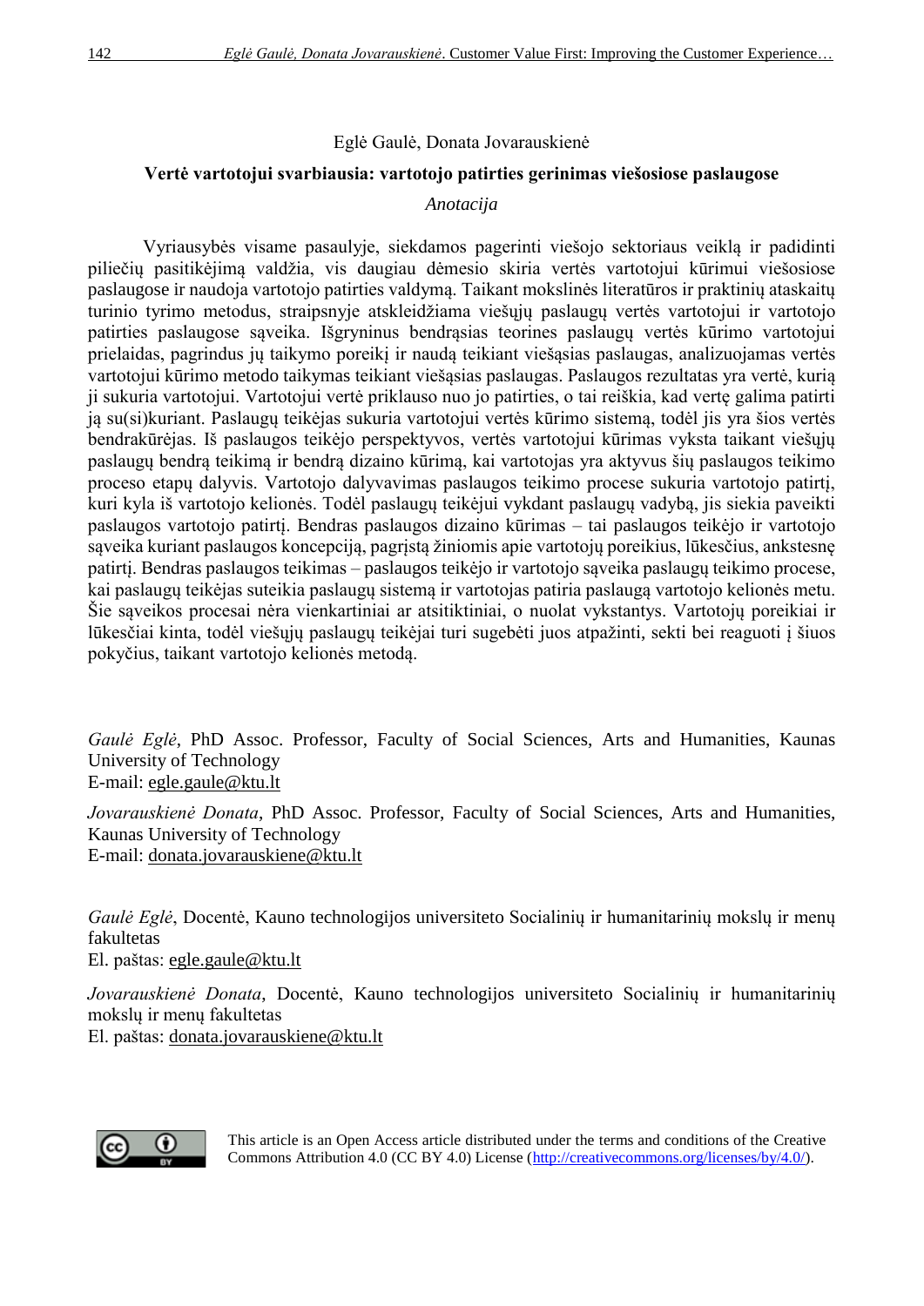Eglė Gaulė, Donata Jovarauskienė

**Vertė vartotojui svarbiausia: vartotojo patirties gerinimas viešosiose paslaugose**

*Anotacija*

Vyriausybės visame pasaulyje, siekdamos pagerinti viešojo sektoriaus veiklą ir padidinti piliečių pasitikėjimą valdžia, vis daugiau dėmesio skiria vertės vartotojui kūrimui viešosiose paslaugose ir naudoja vartotojo patirties valdymą. Taikant mokslinės literatūros ir praktinių ataskaitų turinio tyrimo metodus, straipsnyje atskleidžiama viešųjų paslaugų vertės vartotojui ir vartotojo patirties paslaugose sąveika. Išgryninus bendrąsias teorines paslaugų vertės kūrimo vartotojui prielaidas, pagrindus jų taikymo poreikį ir naudą teikiant viešąsias paslaugas, analizuojamas vertės vartotojui kūrimo metodo taikymas teikiant viešąsias paslaugas. Paslaugos rezultatas yra vertė, kurią ji sukuria vartotojui. Vartotojui vertė priklauso nuo jo patirties, o tai reiškia, kad vertę galima patirti ją su(si)kuriant. Paslaugų teikėjas sukuria vartotojui vertės kūrimo sistemą, todėl jis yra šios vertės bendrakūrėjas. Iš paslaugos teikėjo perspektyvos, vertės vartotojui kūrimas vyksta taikant viešųjų paslaugų bendrą teikimą ir bendrą dizaino kūrimą, kai vartotojas yra aktyvus šių paslaugos teikimo proceso etapų dalyvis. Vartotojo dalyvavimas paslaugos teikimo procese sukuria vartotojo patirtį, kuri kyla iš vartotojo kelionės. Todėl paslaugų teikėjui vykdant paslaugų vadybą, jis siekia paveikti paslaugos vartotojo patirtį. Bendras paslaugos dizaino kūrimas – tai paslaugos teikėjo ir vartotojo sąveika kuriant paslaugos koncepciją, pagrįstą žiniomis apie vartotojų poreikius, lūkesčius, ankstesnę patirtį. Bendras paslaugos teikimas – paslaugos teikėjo ir vartotojo sąveika paslaugų teikimo procese, kai paslaugų teikėjas suteikia paslaugų sistemą ir vartotojas patiria paslaugą vartotojo kelionės metu. Šie sąveikos procesai nėra vienkartiniai ar atsitiktiniai, o nuolat vykstantys. Vartotojų poreikiai ir lūkesčiai kinta, todėl viešųjų paslaugų teikėjai turi sugebėti juos atpažinti, sekti bei reaguoti į šiuos pokyčius, taikant vartotojo kelionės metodą.

*Gaulė Eglė*, PhD Assoc. Professor, Faculty of Social Sciences, Arts and Humanities, Kaunas University of Technology
E-mail: egle.gaule@ktu.lt

*Jovarauskienė Donata*, PhD Assoc. Professor, Faculty of Social Sciences, Arts and Humanities, Kaunas University of Technology
E-mail: donata.jovarauskiene@ktu.lt

*Gaulė Eglė*, Docentė, Kauno technologijos universiteto Socialinių ir humanitarinių mokslų ir menų fakultetas
El. paštas: egle.gaule@ktu.lt

*Jovarauskienė Donata*, Docentė, Kauno technologijos universiteto Socialinių ir humanitarinių mokslų ir menų fakultetas
El. paštas: donata.jovarauskiene@ktu.lt

This article is an Open Access article distributed under the terms and conditions of the Creative Commons Attribution 4.0 (CC BY 4.0) License (http://creativecommons.org/licenses/by/4.0/).